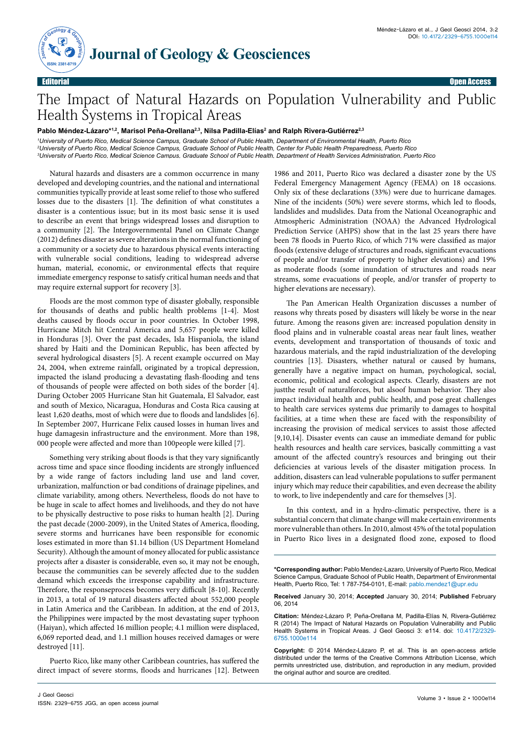Editorial | Open Access

# The Impact of Natural Hazards on Population Vulnerability and Public Health Systems in Tropical Areas

**Pablo Méndez-Lázaro*[1,2], Marisol Peña-Orellana[2,3], Nilsa Padilla-Elías[2] and Ralph Rivera-Gutiérrez[2,3]**

*[1]University of Puerto Rico, Medical Science Campus, Graduate School of Public Health, Department of Environmental Health, Puerto Rico*
*[2]University of Puerto Rico, Medical Science Campus, Graduate School of Public Health, Center for Public Health Preparedness, Puerto Rico*
*[3]University of Puerto Rico, Medical Science Campus, Graduate School of Public Health, Department of Health Services Administration, Puerto Rico*

Natural hazards and disasters are a common occurrence in many developed and developing countries, and the national and international communities typically provide at least some relief to those who suffered losses due to the disasters [1]. The definition of what constitutes a disaster is a contentious issue; but in its most basic sense it is used to describe an event that brings widespread losses and disruption to a community [2]. The Intergovernmental Panel on Climate Change (2012) defines disaster as severe alterations in the normal functioning of a community or a society due to hazardous physical events interacting with vulnerable social conditions, leading to widespread adverse human, material, economic, or environmental effects that require immediate emergency response to satisfy critical human needs and that may require external support for recovery [3].

Floods are the most common type of disaster globally, responsible for thousands of deaths and public health problems [1-4]. Most deaths caused by floods occur in poor countries. In October 1998, Hurricane Mitch hit Central America and 5,657 people were killed in Honduras [3]. Over the past decades, Isla Hispaniola, the island shared by Haiti and the Dominican Republic, has been affected by several hydrological disasters [5]. A recent example occurred on May 24, 2004, when extreme rainfall, originated by a tropical depression, impacted the island producing a devastating flash-flooding and tens of thousands of people were affected on both sides of the border [4]. During October 2005 Hurricane Stan hit Guatemala, El Salvador, east and south of Mexico, Nicaragua, Honduras and Costa Rica causing at least 1,620 deaths, most of which were due to floods and landslides [6]. In September 2007, Hurricane Felix caused losses in human lives and huge damagesin infrastructure and the environment. More than 198, 000 people were affected and more than 100people were killed [7].

Something very striking about floods is that they vary significantly across time and space since flooding incidents are strongly influenced by a wide range of factors including land use and land cover, urbanization, malfunction or bad conditions of drainage pipelines, and climate variability, among others. Nevertheless, floods do not have to be huge in scale to affect homes and livelihoods, and they do not have to be physically destructive to pose risks to human health [2]. During the past decade (2000-2009), in the United States of America, flooding, severe storms and hurricanes have been responsible for economic loses estimated in more than $1.14 billion (US Department Homeland Security). Although the amount of money allocated for public assistance projects after a disaster is considerable, even so, it may not be enough, because the communities can be severely affected due to the sudden demand which exceeds the irresponse capability and infrastructure. Therefore, the responseprocess becomes very difficult [8-10]. Recently in 2013, a total of 19 natural disasters affected about 552,000 people in Latin America and the Caribbean. In addition, at the end of 2013, the Philippines were impacted by the most devastating super typhoon (Haiyan), which affected 16 million people; 4.1 million were displaced, 6,069 reported dead, and 1.1 million houses received damages or were destroyed [11].

Puerto Rico, like many other Caribbean countries, has suffered the direct impact of severe storms, floods and hurricanes [12]. Between 1986 and 2011, Puerto Rico was declared a disaster zone by the US Federal Emergency Management Agency (FEMA) on 18 occasions. Only six of these declarations (33%) were due to hurricane damages. Nine of the incidents (50%) were severe storms, which led to floods, landslides and mudslides. Data from the National Oceanographic and Atmospheric Administration (NOAA) the Advanced Hydrological Prediction Service (AHPS) show that in the last 25 years there have been 78 floods in Puerto Rico, of which 71% were classified as major floods (extensive deluge of structures and roads, significant evacuations of people and/or transfer of property to higher elevations) and 19% as moderate floods (some inundation of structures and roads near streams, some evacuations of people, and/or transfer of property to higher elevations are necessary).

The Pan American Health Organization discusses a number of reasons why threats posed by disasters will likely be worse in the near future. Among the reasons given are: increased population density in flood plains and in vulnerable coastal areas near fault lines, weather events, development and transportation of thousands of toxic and hazardous materials, and the rapid industrialization of the developing countries [13]. Disasters, whether natural or caused by humans, generally have a negative impact on human, psychological, social, economic, political and ecological aspects. Clearly, disasters are not justthe result of naturalforces, but alsoof human behavior. They also impact individual health and public health, and pose great challenges to health care services systems due primarily to damages to hospital facilities, at a time when these are faced with the responsibility of increasing the provision of medical services to assist those affected [9,10,14]. Disaster events can cause an immediate demand for public health resources and health care services, basically committing a vast amount of the affected country's resources and bringing out their deficiencies at various levels of the disaster mitigation process. In addition, disasters can lead vulnerable populations to suffer permanent injury which may reduce their capabilities, and even decrease the ability to work, to live independently and care for themselves [3].

In this context, and in a hydro-climatic perspective, there is a substantial concern that climate change will make certain environments more vulnerable than others. In 2010, almost 45% of the total population in Puerto Rico lives in a designated flood zone, exposed to flood

---

**\*Corresponding author:** Pablo Mendez-Lazaro, University of Puerto Rico, Medical Science Campus, Graduate School of Public Health, Department of Environmental Health, Puerto Rico, Tel: 1 787-754-0101, E-mail: pablo.mendez1@upr.edu

**Received** January 30, 2014; **Accepted** January 30, 2014; **Published** February 06, 2014

**Citation:** Méndez-Lázaro P, Peña-Orellana M, Padilla-Elías N, Rivera-Gutiérrez R (2014) The Impact of Natural Hazards on Population Vulnerability and Public Health Systems in Tropical Areas. J Geol Geosci 3: e114. doi: 10.4172/2329-6755.1000e114

**Copyright:** © 2014 Méndez-Lázaro P, et al. This is an open-access article distributed under the terms of the Creative Commons Attribution License, which permits unrestricted use, distribution, and reproduction in any medium, provided the original author and source are credited.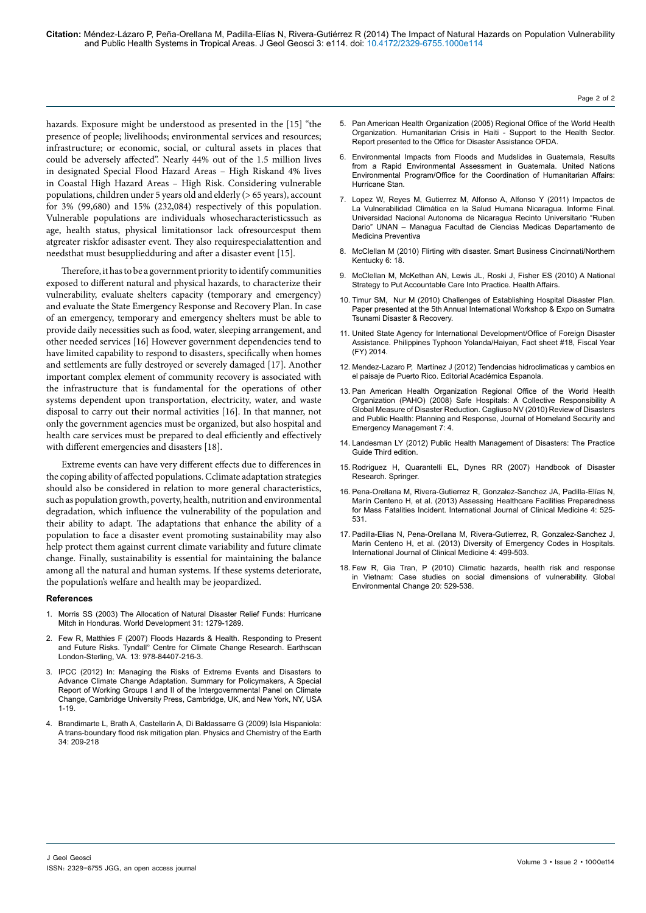hazards. Exposure might be understood as presented in the [15] "the presence of people; livelihoods; environmental services and resources; infrastructure; or economic, social, or cultural assets in places that could be adversely affected". Nearly 44% out of the 1.5 million lives in designated Special Flood Hazard Areas – High Riskand 4% lives in Coastal High Hazard Areas – High Risk. Considering vulnerable populations, children under 5 years old and elderly (> 65 years), account for 3% (99,680) and 15% (232,084) respectively of this population. Vulnerable populations are individuals whosecharacteristicssuch as age, health status, physical limitationsor lack ofresourcesput them atgreater riskfor adisaster event. They also requirespecialattention and needsthat must besuppliedduring and after a disaster event [15].

Therefore, it has to be a government priority to identify communities exposed to different natural and physical hazards, to characterize their vulnerability, evaluate shelters capacity (temporary and emergency) and evaluate the State Emergency Response and Recovery Plan. In case of an emergency, temporary and emergency shelters must be able to provide daily necessities such as food, water, sleeping arrangement, and other needed services [16] However government dependencies tend to have limited capability to respond to disasters, specifically when homes and settlements are fully destroyed or severely damaged [17]. Another important complex element of community recovery is associated with the infrastructure that is fundamental for the operations of other systems dependent upon transportation, electricity, water, and waste disposal to carry out their normal activities [16]. In that manner, not only the government agencies must be organized, but also hospital and health care services must be prepared to deal efficiently and effectively with different emergencies and disasters [18].

Extreme events can have very different effects due to differences in the coping ability of affected populations. Cclimate adaptation strategies should also be considered in relation to more general characteristics, such as population growth, poverty, health, nutrition and environmental degradation, which influence the vulnerability of the population and their ability to adapt. The adaptations that enhance the ability of a population to face a disaster event promoting sustainability may also help protect them against current climate variability and future climate change. Finally, sustainability is essential for maintaining the balance among all the natural and human systems. If these systems deteriorate, the population's welfare and health may be jeopardized.

### References

1. Morris SS (2003) The Allocation of Natural Disaster Relief Funds: Hurricane Mitch in Honduras. World Development 31: 1279-1289.
2. Few R, Matthies F (2007) Floods Hazards & Health. Responding to Present and Future Risks. Tyndall° Centre for Climate Change Research. Earthscan London-Sterling, VA. 13: 978-84407-216-3.
3. IPCC (2012) In: Managing the Risks of Extreme Events and Disasters to Advance Climate Change Adaptation. Summary for Policymakers, A Special Report of Working Groups I and II of the Intergovernmental Panel on Climate Change, Cambridge University Press, Cambridge, UK, and New York, NY, USA 1-19.
4. Brandimarte L, Brath A, Castellarin A, Di Baldassarre G (2009) Isla Hispaniola: A trans-boundary flood risk mitigation plan. Physics and Chemistry of the Earth 34: 209-218
5. Pan American Health Organization (2005) Regional Office of the World Health Organization. Humanitarian Crisis in Haiti - Support to the Health Sector. Report presented to the Office for Disaster Assistance OFDA.
6. Environmental Impacts from Floods and Mudslides in Guatemala, Results from a Rapid Environmental Assessment in Guatemala. United Nations Environmental Program/Office for the Coordination of Humanitarian Affairs: Hurricane Stan.
7. Lopez W, Reyes M, Gutierrez M, Alfonso A, Alfonso Y (2011) Impactos de La Vulnerabilidad Climática en la Salud Humana Nicaragua. Informe Final. Universidad Nacional Autonoma de Nicaragua Recinto Universitario "Ruben Dario" UNAN – Managua Facultad de Ciencias Medicas Departamento de Medicina Preventiva
8. McClellan M (2010) Flirting with disaster. Smart Business Cincinnati/Northern Kentucky 6: 18.
9. McClellan M, McKethan AN, Lewis JL, Roski J, Fisher ES (2010) A National Strategy to Put Accountable Care Into Practice. Health Affairs.
10. Timur SM, Nur M (2010) Challenges of Establishing Hospital Disaster Plan. Paper presented at the 5th Annual International Workshop & Expo on Sumatra Tsunami Disaster & Recovery.
11. United State Agency for International Development/Office of Foreign Disaster Assistance. Philippines Typhoon Yolanda/Haiyan, Fact sheet #18, Fiscal Year (FY) 2014.
12. Mendez-Lazaro P, Martínez J (2012) Tendencias hidroclimaticas y cambios en el paisaje de Puerto Rico. Editorial Académica Espanola.
13. Pan American Health Organization Regional Office of the World Health Organization (PAHO) (2008) Safe Hospitals: A Collective Responsibility A Global Measure of Disaster Reduction. Cagliuso NV (2010) Review of Disasters and Public Health: Planning and Response, Journal of Homeland Security and Emergency Management 7: 4.
14. Landesman LY (2012) Public Health Management of Disasters: The Practice Guide Third edition.
15. Rodriguez H, Quarantelli EL, Dynes RR (2007) Handbook of Disaster Research. Springer.
16. Pena-Orellana M, Rivera-Gutierrez R, Gonzalez-Sanchez JA, Padilla-Elías N, Marín Centeno H, et al. (2013) Assessing Healthcare Facilities Preparedness for Mass Fatalities Incident. International Journal of Clinical Medicine 4: 525-531.
17. Padilla-Elias N, Pena-Orellana M, Rivera-Gutierrez, R, Gonzalez-Sanchez J, Marin Centeno H, et al. (2013) Diversity of Emergency Codes in Hospitals. International Journal of Clinical Medicine 4: 499-503.
18. Few R, Gia Tran, P (2010) Climatic hazards, health risk and response in Vietnam: Case studies on social dimensions of vulnerability. Global Environmental Change 20: 529-538.